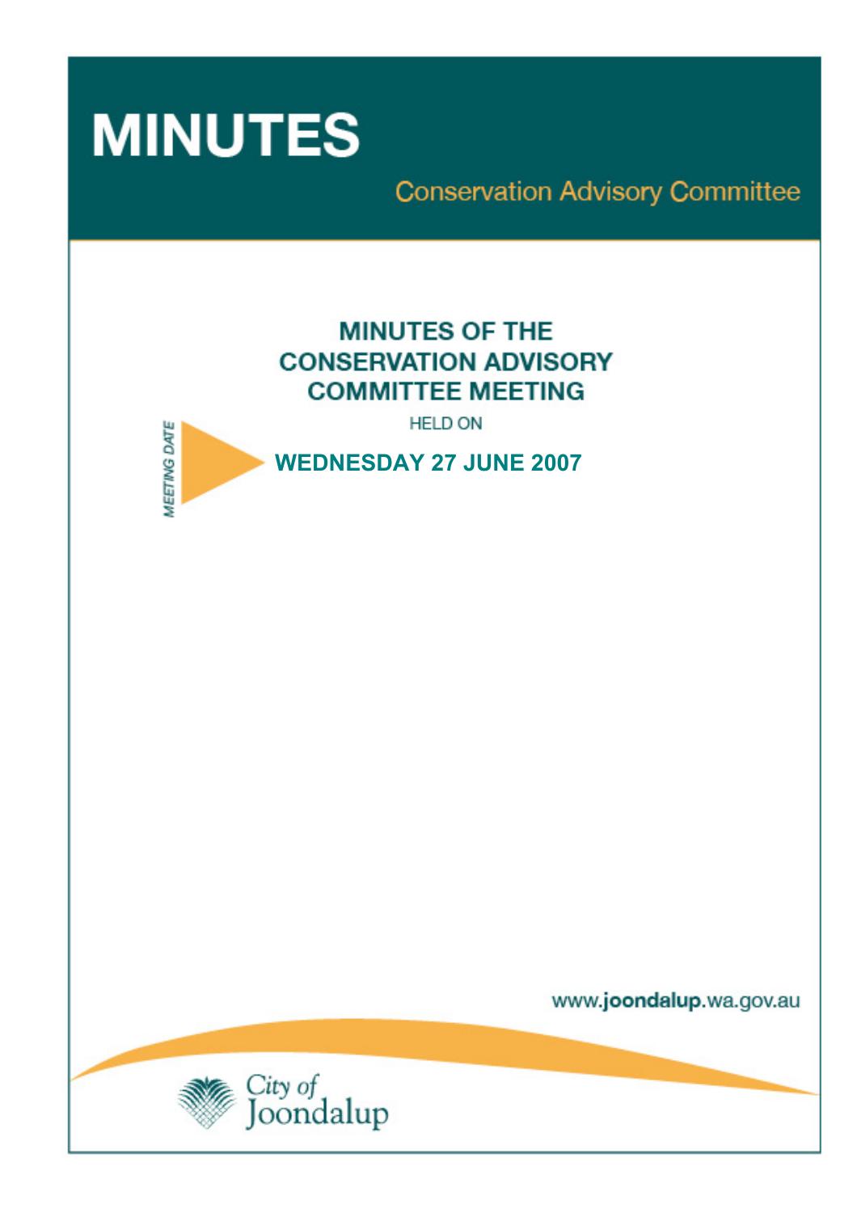# MINUTES

## Conservation Advisory Committee

## MINUTES OF THE CONSERVATION ADVISORY COMMITTEE MEETING

HELD ON

MEETING DATE

**WEDNESDAY 27 JUNE 2007**

www.joondalup.wa.gov.au

City of Joondalup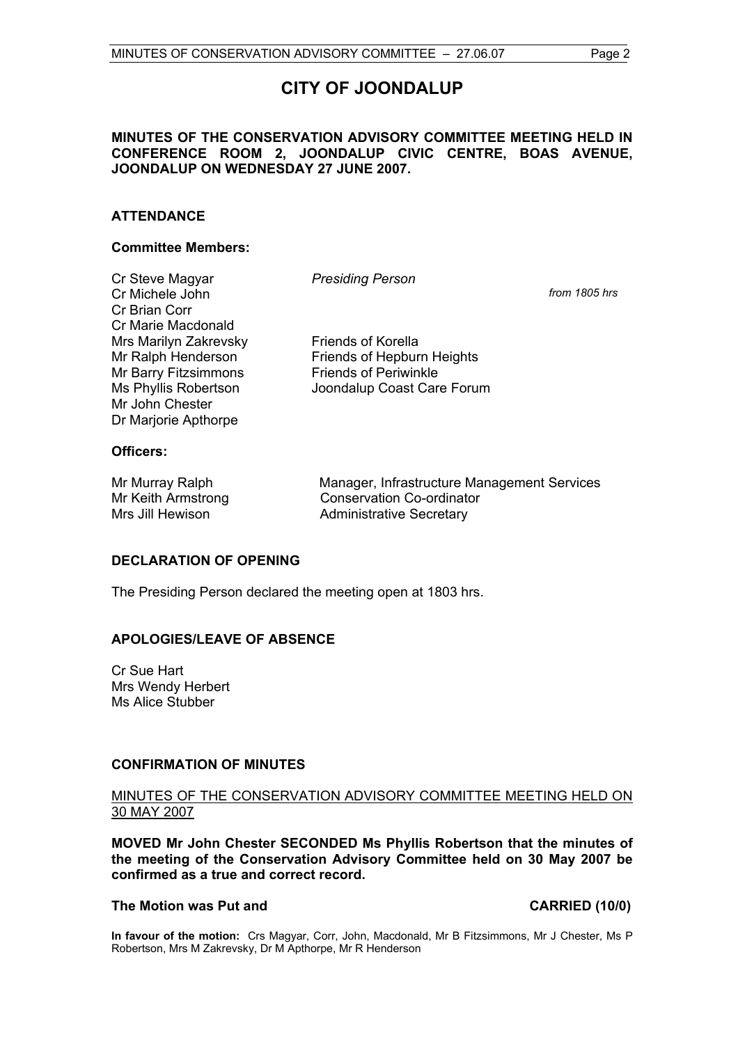# CITY OF JOONDALUP

**MINUTES OF THE CONSERVATION ADVISORY COMMITTEE MEETING HELD IN CONFERENCE ROOM 2, JOONDALUP CIVIC CENTRE, BOAS AVENUE, JOONDALUP ON WEDNESDAY 27 JUNE 2007.**

## ATTENDANCE

### Committee Members:

| | | |
|---|---|---|
| Cr Steve Magyar | *Presiding Person* | |
| Cr Michele John | | *from 1805 hrs* |
| Cr Brian Corr | | |
| Cr Marie Macdonald | | |
| Mrs Marilyn Zakrevsky | Friends of Korella | |
| Mr Ralph Henderson | Friends of Hepburn Heights | |
| Mr Barry Fitzsimmons | Friends of Periwinkle | |
| Ms Phyllis Robertson | Joondalup Coast Care Forum | |
| Mr John Chester | | |
| Dr Marjorie Apthorpe | | |

### Officers:

| | |
|---|---|
| Mr Murray Ralph | Manager, Infrastructure Management Services |
| Mr Keith Armstrong | Conservation Co-ordinator |
| Mrs Jill Hewison | Administrative Secretary |

## DECLARATION OF OPENING

The Presiding Person declared the meeting open at 1803 hrs.

## APOLOGIES/LEAVE OF ABSENCE

Cr Sue Hart
Mrs Wendy Herbert
Ms Alice Stubber

## CONFIRMATION OF MINUTES

MINUTES OF THE CONSERVATION ADVISORY COMMITTEE MEETING HELD ON 30 MAY 2007

**MOVED Mr John Chester SECONDED Ms Phyllis Robertson that the minutes of the meeting of the Conservation Advisory Committee held on 30 May 2007 be confirmed as a true and correct record.**

**The Motion was Put and CARRIED (10/0)**

**In favour of the motion:** Crs Magyar, Corr, John, Macdonald, Mr B Fitzsimmons, Mr J Chester, Ms P Robertson, Mrs M Zakrevsky, Dr M Apthorpe, Mr R Henderson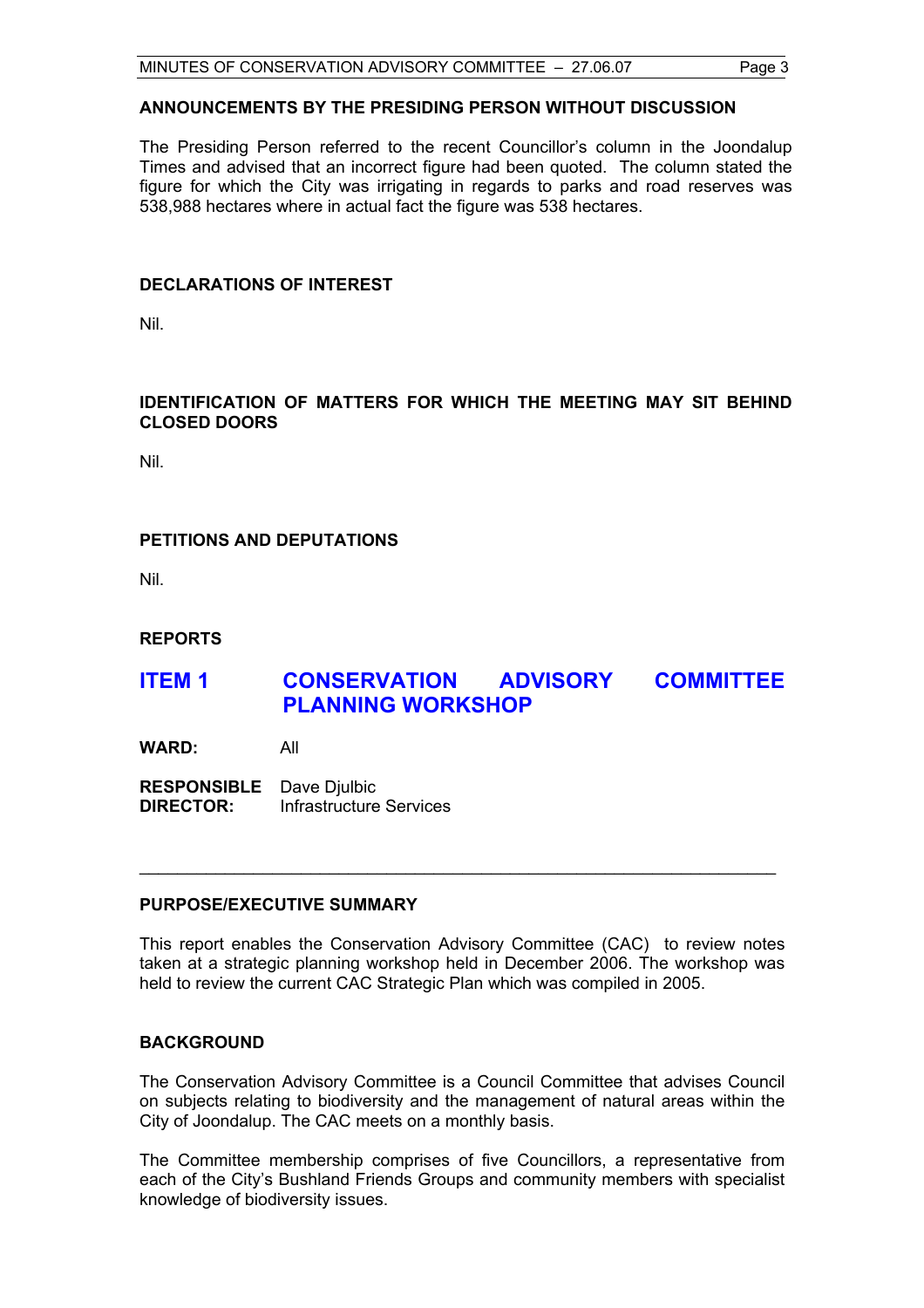## ANNOUNCEMENTS BY THE PRESIDING PERSON WITHOUT DISCUSSION

The Presiding Person referred to the recent Councillor's column in the Joondalup Times and advised that an incorrect figure had been quoted. The column stated the figure for which the City was irrigating in regards to parks and road reserves was 538,988 hectares where in actual fact the figure was 538 hectares.

## DECLARATIONS OF INTEREST

Nil.

## IDENTIFICATION OF MATTERS FOR WHICH THE MEETING MAY SIT BEHIND CLOSED DOORS

Nil.

## PETITIONS AND DEPUTATIONS

Nil.

## REPORTS

# ITEM 1 CONSERVATION ADVISORY COMMITTEE PLANNING WORKSHOP

**WARD:** All

**RESPONSIBLE DIRECTOR:** Dave Djulbic
Infrastructure Services

---

## PURPOSE/EXECUTIVE SUMMARY

This report enables the Conservation Advisory Committee (CAC) to review notes taken at a strategic planning workshop held in December 2006. The workshop was held to review the current CAC Strategic Plan which was compiled in 2005.

## BACKGROUND

The Conservation Advisory Committee is a Council Committee that advises Council on subjects relating to biodiversity and the management of natural areas within the City of Joondalup. The CAC meets on a monthly basis.

The Committee membership comprises of five Councillors, a representative from each of the City's Bushland Friends Groups and community members with specialist knowledge of biodiversity issues.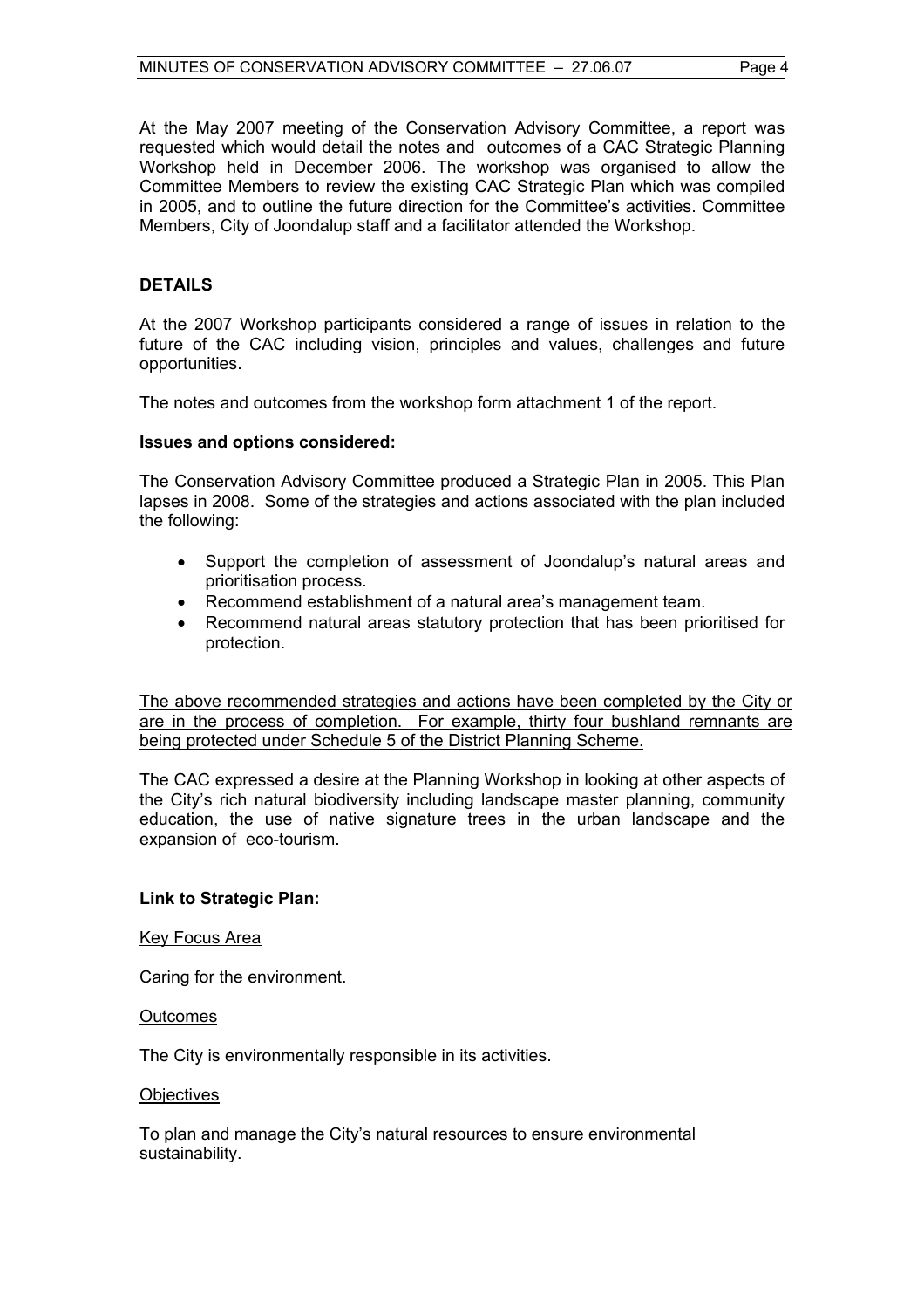At the May 2007 meeting of the Conservation Advisory Committee, a report was requested which would detail the notes and outcomes of a CAC Strategic Planning Workshop held in December 2006. The workshop was organised to allow the Committee Members to review the existing CAC Strategic Plan which was compiled in 2005, and to outline the future direction for the Committee's activities. Committee Members, City of Joondalup staff and a facilitator attended the Workshop.

## DETAILS

At the 2007 Workshop participants considered a range of issues in relation to the future of the CAC including vision, principles and values, challenges and future opportunities.

The notes and outcomes from the workshop form attachment 1 of the report.

### Issues and options considered:

The Conservation Advisory Committee produced a Strategic Plan in 2005. This Plan lapses in 2008. Some of the strategies and actions associated with the plan included the following:

- Support the completion of assessment of Joondalup's natural areas and prioritisation process.
- Recommend establishment of a natural area's management team.
- Recommend natural areas statutory protection that has been prioritised for protection.

<u>The above recommended strategies and actions have been completed by the City or are in the process of completion. For example, thirty four bushland remnants are being protected under Schedule 5 of the District Planning Scheme.</u>

The CAC expressed a desire at the Planning Workshop in looking at other aspects of the City's rich natural biodiversity including landscape master planning, community education, the use of native signature trees in the urban landscape and the expansion of eco-tourism.

### Link to Strategic Plan:

<u>Key Focus Area</u>

Caring for the environment.

<u>Outcomes</u>

The City is environmentally responsible in its activities.

<u>Objectives</u>

To plan and manage the City's natural resources to ensure environmental sustainability.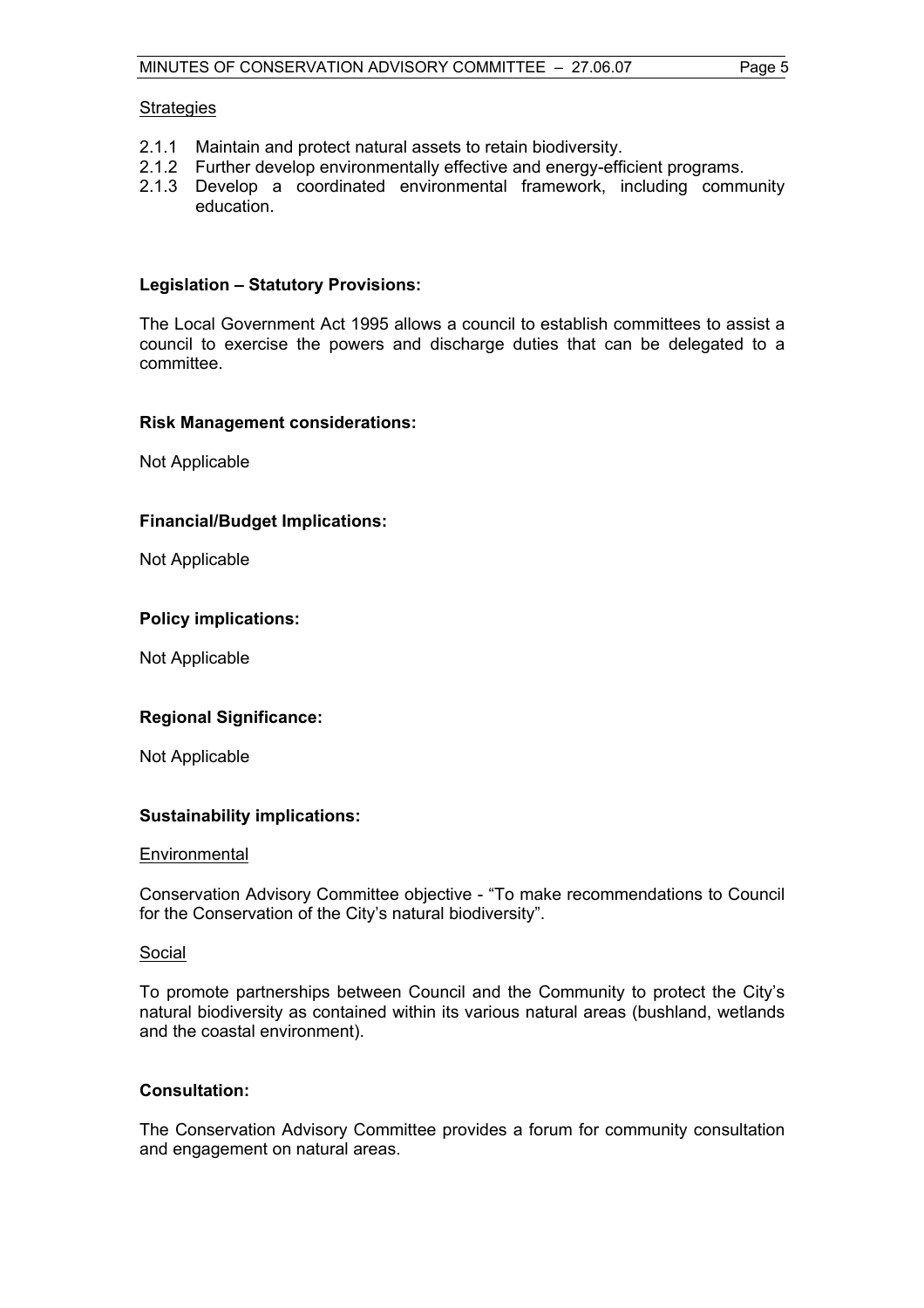Strategies

2.1.1 Maintain and protect natural assets to retain biodiversity.
2.1.2 Further develop environmentally effective and energy-efficient programs.
2.1.3 Develop a coordinated environmental framework, including community education.

**Legislation – Statutory Provisions:**

The Local Government Act 1995 allows a council to establish committees to assist a council to exercise the powers and discharge duties that can be delegated to a committee.

**Risk Management considerations:**

Not Applicable

**Financial/Budget Implications:**

Not Applicable

**Policy implications:**

Not Applicable

**Regional Significance:**

Not Applicable

**Sustainability implications:**

Environmental

Conservation Advisory Committee objective - "To make recommendations to Council for the Conservation of the City's natural biodiversity".

Social

To promote partnerships between Council and the Community to protect the City's natural biodiversity as contained within its various natural areas (bushland, wetlands and the coastal environment).

**Consultation:**

The Conservation Advisory Committee provides a forum for community consultation and engagement on natural areas.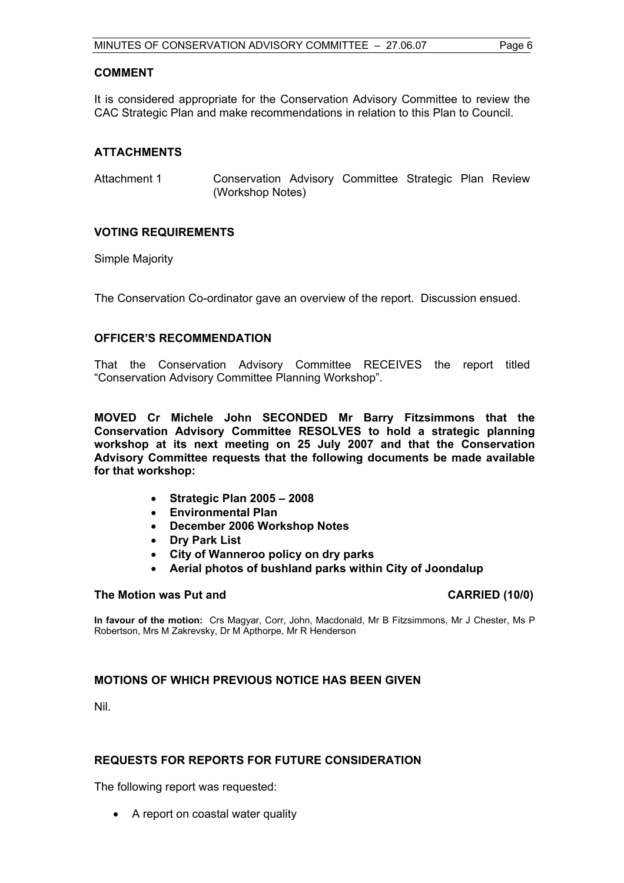**COMMENT**

It is considered appropriate for the Conservation Advisory Committee to review the CAC Strategic Plan and make recommendations in relation to this Plan to Council.

**ATTACHMENTS**

Attachment 1 Conservation Advisory Committee Strategic Plan Review (Workshop Notes)

**VOTING REQUIREMENTS**

Simple Majority

The Conservation Co-ordinator gave an overview of the report. Discussion ensued.

**OFFICER'S RECOMMENDATION**

That the Conservation Advisory Committee RECEIVES the report titled "Conservation Advisory Committee Planning Workshop".

**MOVED Cr Michele John SECONDED Mr Barry Fitzsimmons that the Conservation Advisory Committee RESOLVES to hold a strategic planning workshop at its next meeting on 25 July 2007 and that the Conservation Advisory Committee requests that the following documents be made available for that workshop:**

- **Strategic Plan 2005 – 2008**
- **Environmental Plan**
- **December 2006 Workshop Notes**
- **Dry Park List**
- **City of Wanneroo policy on dry parks**
- **Aerial photos of bushland parks within City of Joondalup**

**The Motion was Put and CARRIED (10/0)**

**In favour of the motion:** Crs Magyar, Corr, John, Macdonald, Mr B Fitzsimmons, Mr J Chester, Ms P Robertson, Mrs M Zakrevsky, Dr M Apthorpe, Mr R Henderson

**MOTIONS OF WHICH PREVIOUS NOTICE HAS BEEN GIVEN**

Nil.

**REQUESTS FOR REPORTS FOR FUTURE CONSIDERATION**

The following report was requested:

- A report on coastal water quality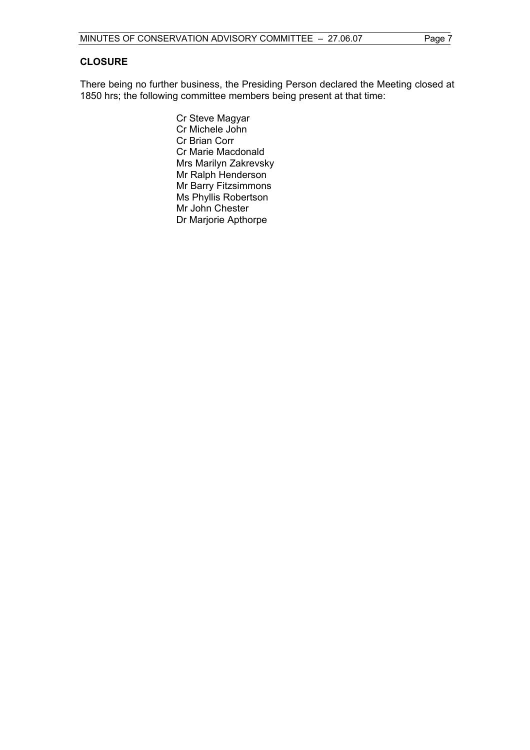**CLOSURE**

There being no further business, the Presiding Person declared the Meeting closed at 1850 hrs; the following committee members being present at that time:

Cr Steve Magyar
Cr Michele John
Cr Brian Corr
Cr Marie Macdonald
Mrs Marilyn Zakrevsky
Mr Ralph Henderson
Mr Barry Fitzsimmons
Ms Phyllis Robertson
Mr John Chester
Dr Marjorie Apthorpe